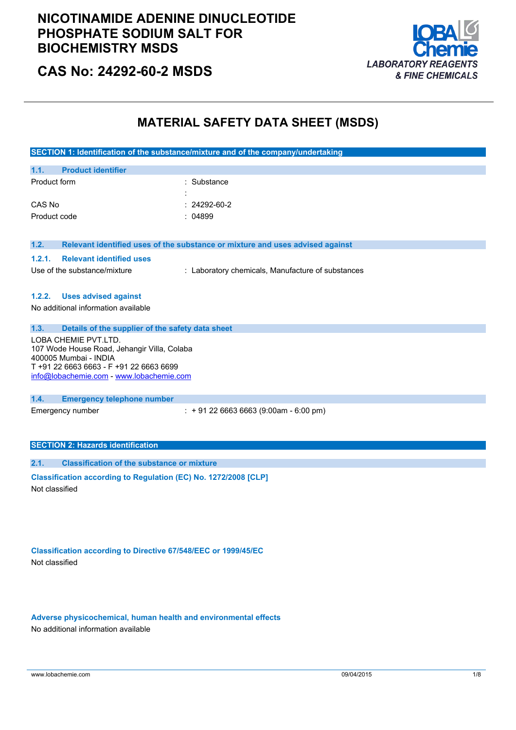# NICOTINAMIDE ADENINE DINUCLEOTIDE PHOSPHATE SODIUM SALT FOR BIOCHEMISTRY MSDS

## CAS No: 24292-60-2 MSDS

LOBA Chemie
*LABORATORY REAGENTS & FINE CHEMICALS*

# MATERIAL SAFETY DATA SHEET (MSDS)

## SECTION 1: Identification of the substance/mixture and of the company/undertaking

### 1.1. Product identifier

| | |
|---|---|
| Product form | : Substance |
| | : |
| CAS No | : 24292-60-2 |
| Product code | : 04899 |

### 1.2. Relevant identified uses of the substance or mixture and uses advised against

#### 1.2.1. Relevant identified uses

Use of the substance/mixture : Laboratory chemicals, Manufacture of substances

#### 1.2.2. Uses advised against

No additional information available

### 1.3. Details of the supplier of the safety data sheet

LOBA CHEMIE PVT.LTD.
107 Wode House Road, Jehangir Villa, Colaba
400005 Mumbai - INDIA
T +91 22 6663 6663 - F +91 22 6663 6699
info@lobachemie.com - www.lobachemie.com

### 1.4. Emergency telephone number

Emergency number : + 91 22 6663 6663 (9:00am - 6:00 pm)

## SECTION 2: Hazards identification

### 2.1. Classification of the substance or mixture

**Classification according to Regulation (EC) No. 1272/2008 [CLP]**

Not classified

**Classification according to Directive 67/548/EEC or 1999/45/EC**

Not classified

**Adverse physicochemical, human health and environmental effects**

No additional information available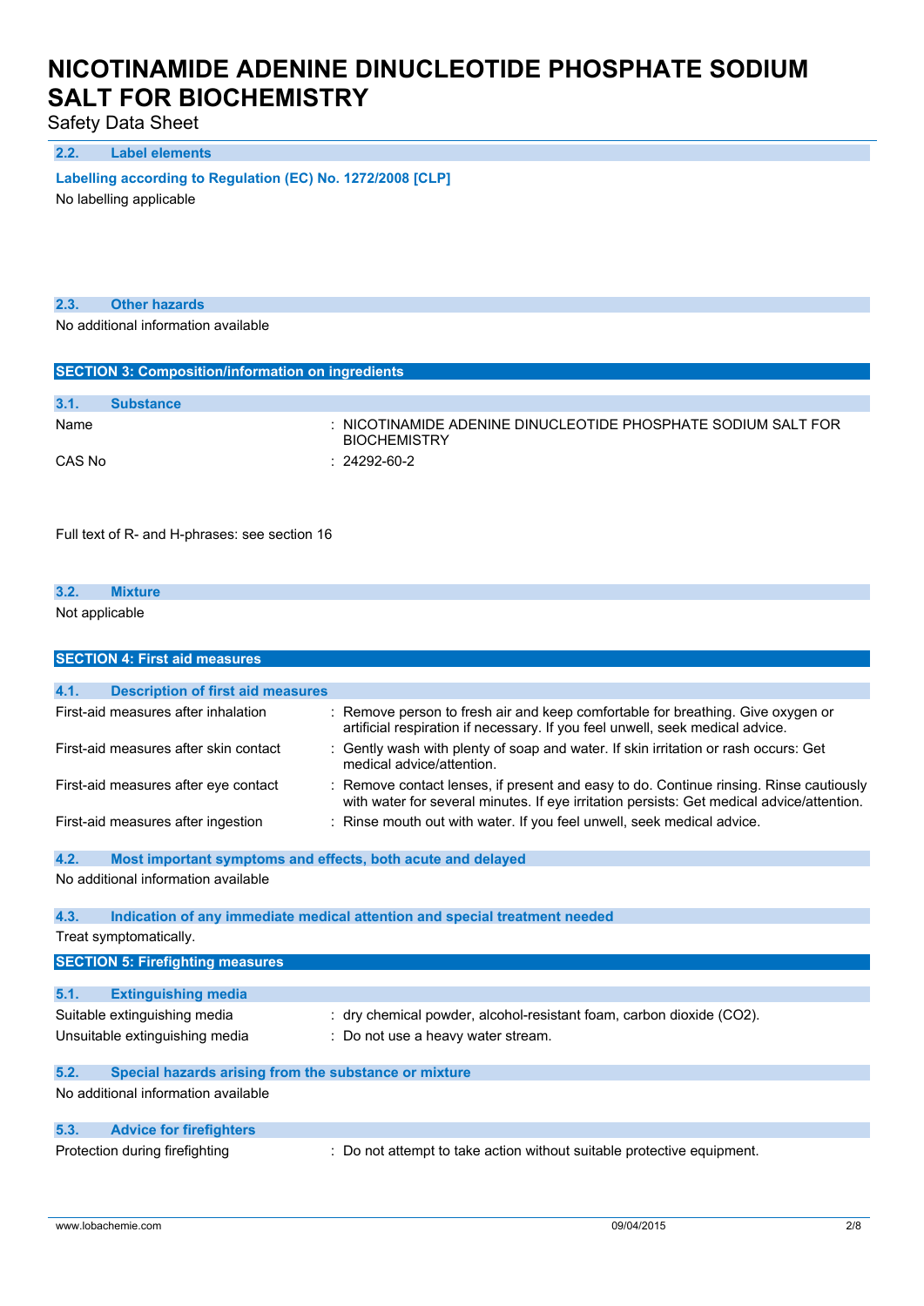### 2.2. Label elements

**Labelling according to Regulation (EC) No. 1272/2008 [CLP]**

No labelling applicable

### 2.3. Other hazards

No additional information available

## SECTION 3: Composition/information on ingredients

### 3.1. Substance

| | |
|---|---|
| Name | : NICOTINAMIDE ADENINE DINUCLEOTIDE PHOSPHATE SODIUM SALT FOR BIOCHEMISTRY |
| CAS No | : 24292-60-2 |

Full text of R- and H-phrases: see section 16

### 3.2. Mixture

Not applicable

## SECTION 4: First aid measures

### 4.1. Description of first aid measures

| | |
|---|---|
| First-aid measures after inhalation | : Remove person to fresh air and keep comfortable for breathing. Give oxygen or artificial respiration if necessary. If you feel unwell, seek medical advice. |
| First-aid measures after skin contact | : Gently wash with plenty of soap and water. If skin irritation or rash occurs: Get medical advice/attention. |
| First-aid measures after eye contact | : Remove contact lenses, if present and easy to do. Continue rinsing. Rinse cautiously with water for several minutes. If eye irritation persists: Get medical advice/attention. |
| First-aid measures after ingestion | : Rinse mouth out with water. If you feel unwell, seek medical advice. |

### 4.2. Most important symptoms and effects, both acute and delayed

No additional information available

### 4.3. Indication of any immediate medical attention and special treatment needed

Treat symptomatically.

## SECTION 5: Firefighting measures

### 5.1. Extinguishing media

| | |
|---|---|
| Suitable extinguishing media | : dry chemical powder, alcohol-resistant foam, carbon dioxide ($CO_2$). |
| Unsuitable extinguishing media | : Do not use a heavy water stream. |

### 5.2. Special hazards arising from the substance or mixture

No additional information available

### 5.3. Advice for firefighters

| | |
|---|---|
| Protection during firefighting | : Do not attempt to take action without suitable protective equipment. |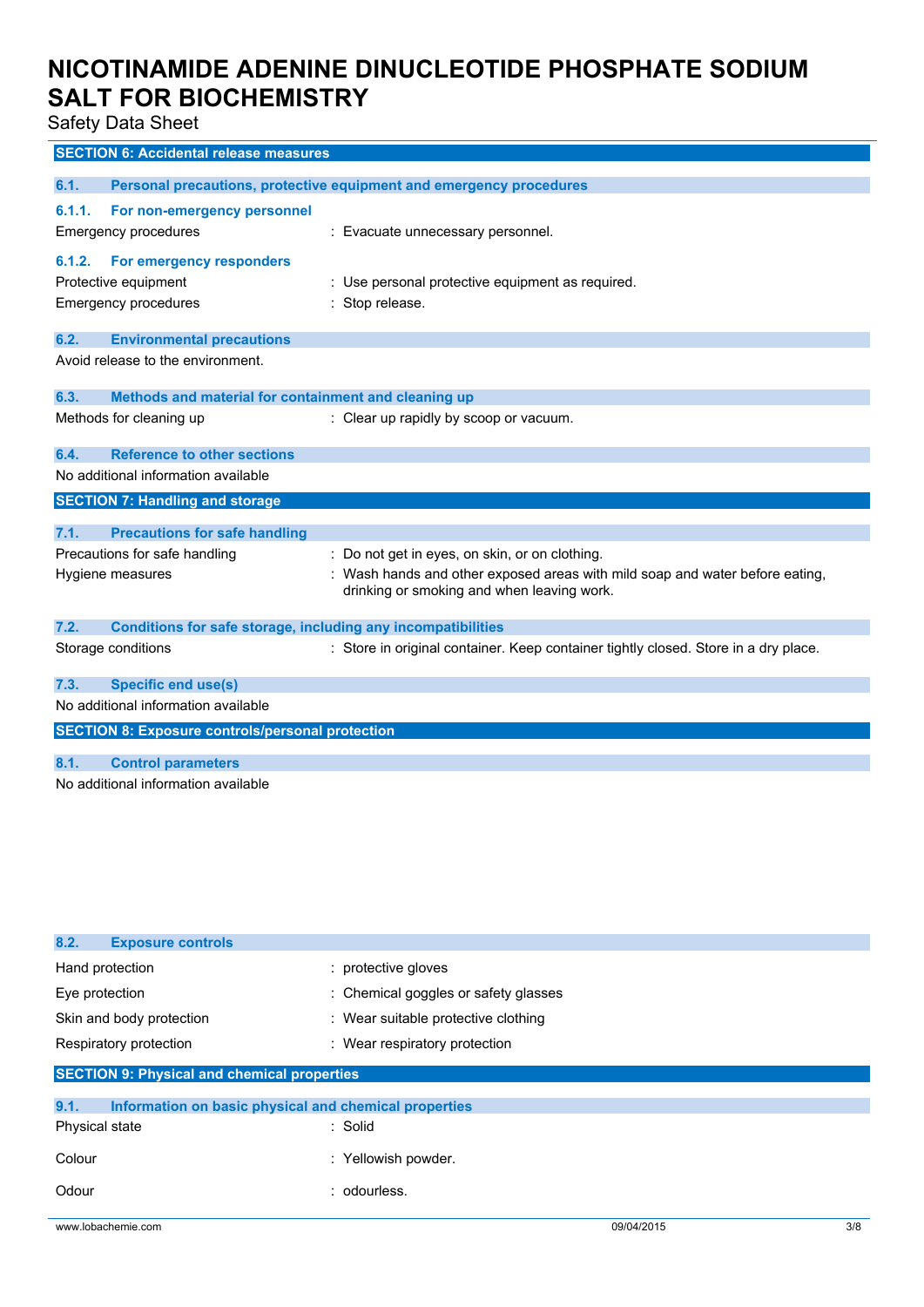## SECTION 6: Accidental release measures

### 6.1. Personal precautions, protective equipment and emergency procedures

#### 6.1.1. For non-emergency personnel

Emergency procedures : Evacuate unnecessary personnel.

#### 6.1.2. For emergency responders

Protective equipment : Use personal protective equipment as required.

Emergency procedures : Stop release.

### 6.2. Environmental precautions

Avoid release to the environment.

### 6.3. Methods and material for containment and cleaning up

Methods for cleaning up : Clear up rapidly by scoop or vacuum.

### 6.4. Reference to other sections

No additional information available

## SECTION 7: Handling and storage

### 7.1. Precautions for safe handling

Precautions for safe handling : Do not get in eyes, on skin, or on clothing.

Hygiene measures : Wash hands and other exposed areas with mild soap and water before eating, drinking or smoking and when leaving work.

### 7.2. Conditions for safe storage, including any incompatibilities

Storage conditions : Store in original container. Keep container tightly closed. Store in a dry place.

### 7.3. Specific end use(s)

No additional information available

## SECTION 8: Exposure controls/personal protection

### 8.1. Control parameters

No additional information available

### 8.2. Exposure controls

Hand protection : protective gloves

Eye protection : Chemical goggles or safety glasses

Skin and body protection : Wear suitable protective clothing

Respiratory protection : Wear respiratory protection

## SECTION 9: Physical and chemical properties

### 9.1. Information on basic physical and chemical properties

Physical state : Solid

Colour : Yellowish powder.

Odour : odourless.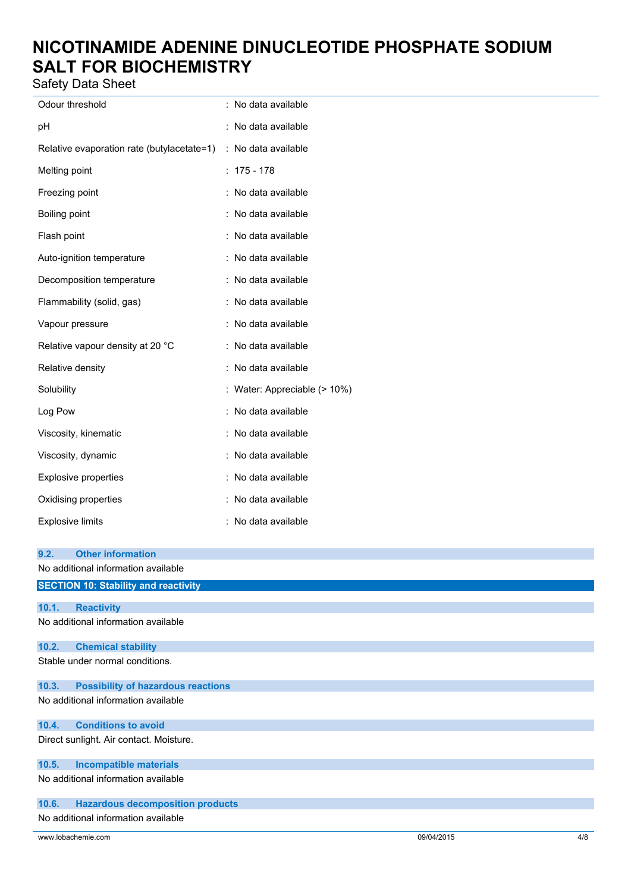| | |
|---|---|
| Odour threshold | : No data available |
| pH | : No data available |
| Relative evaporation rate (butylacetate=1) | : No data available |
| Melting point | : 175 - 178 |
| Freezing point | : No data available |
| Boiling point | : No data available |
| Flash point | : No data available |
| Auto-ignition temperature | : No data available |
| Decomposition temperature | : No data available |
| Flammability (solid, gas) | : No data available |
| Vapour pressure | : No data available |
| Relative vapour density at 20 °C | : No data available |
| Relative density | : No data available |
| Solubility | : Water: Appreciable (> 10%) |
| Log Pow | : No data available |
| Viscosity, kinematic | : No data available |
| Viscosity, dynamic | : No data available |
| Explosive properties | : No data available |
| Oxidising properties | : No data available |
| Explosive limits | : No data available |

### 9.2. Other information

No additional information available

## SECTION 10: Stability and reactivity

### 10.1. Reactivity

No additional information available

### 10.2. Chemical stability

Stable under normal conditions.

### 10.3. Possibility of hazardous reactions

No additional information available

### 10.4. Conditions to avoid

Direct sunlight. Air contact. Moisture.

### 10.5. Incompatible materials

No additional information available

### 10.6. Hazardous decomposition products

No additional information available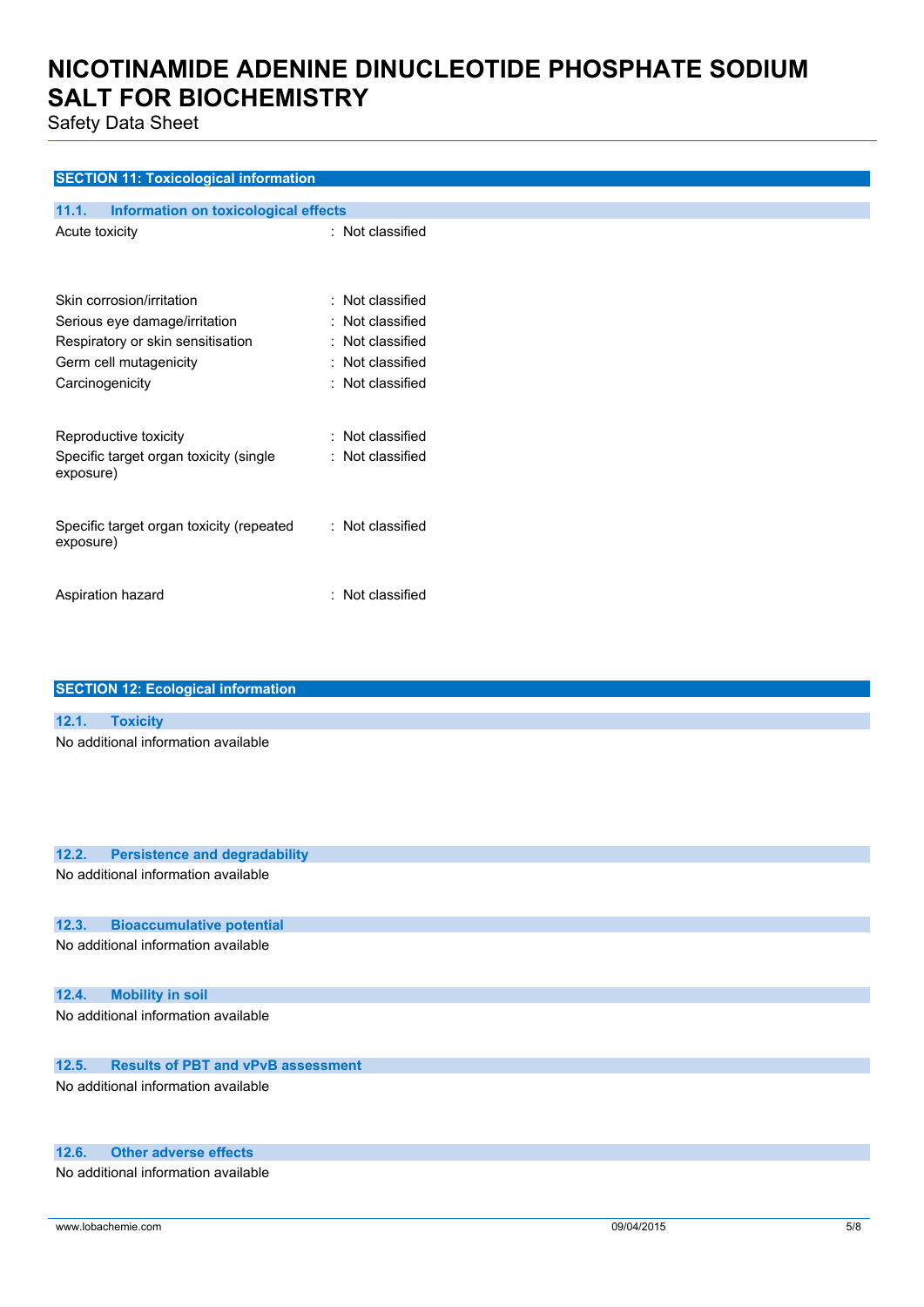## SECTION 11: Toxicological information

### 11.1. Information on toxicological effects

| | |
|---|---|
| Acute toxicity | : Not classified |
| Skin corrosion/irritation | : Not classified |
| Serious eye damage/irritation | : Not classified |
| Respiratory or skin sensitisation | : Not classified |
| Germ cell mutagenicity | : Not classified |
| Carcinogenicity | : Not classified |
| Reproductive toxicity | : Not classified |
| Specific target organ toxicity (single exposure) | : Not classified |
| Specific target organ toxicity (repeated exposure) | : Not classified |
| Aspiration hazard | : Not classified |

## SECTION 12: Ecological information

### 12.1. Toxicity

No additional information available

### 12.2. Persistence and degradability

No additional information available

### 12.3. Bioaccumulative potential

No additional information available

### 12.4. Mobility in soil

No additional information available

### 12.5. Results of PBT and vPvB assessment

No additional information available

### 12.6. Other adverse effects

No additional information available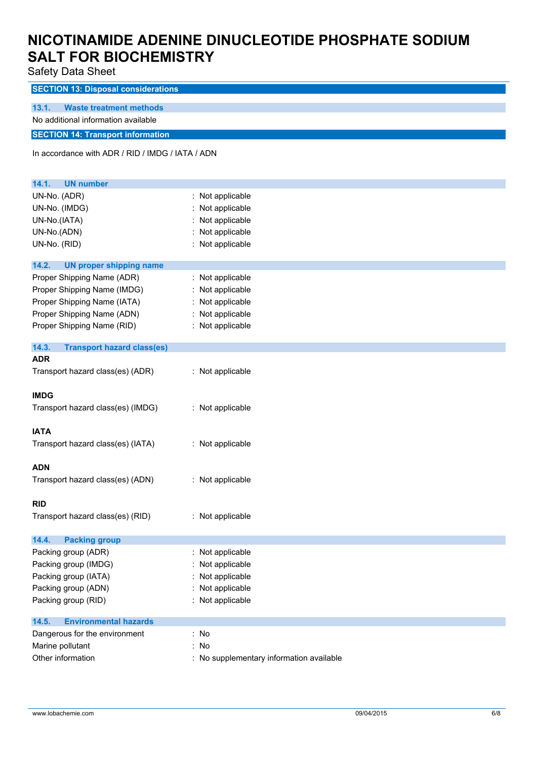## SECTION 13: Disposal considerations

### 13.1. Waste treatment methods

No additional information available

## SECTION 14: Transport information

In accordance with ADR / RID / IMDG / IATA / ADN

### 14.1. UN number

| | |
|---|---|
| UN-No. (ADR) | : Not applicable |
| UN-No. (IMDG) | : Not applicable |
| UN-No.(IATA) | : Not applicable |
| UN-No.(ADN) | : Not applicable |
| UN-No. (RID) | : Not applicable |

### 14.2. UN proper shipping name

| | |
|---|---|
| Proper Shipping Name (ADR) | : Not applicable |
| Proper Shipping Name (IMDG) | : Not applicable |
| Proper Shipping Name (IATA) | : Not applicable |
| Proper Shipping Name (ADN) | : Not applicable |
| Proper Shipping Name (RID) | : Not applicable |

### 14.3. Transport hazard class(es)

**ADR**

Transport hazard class(es) (ADR) : Not applicable

**IMDG**

Transport hazard class(es) (IMDG) : Not applicable

**IATA**

Transport hazard class(es) (IATA) : Not applicable

**ADN**

Transport hazard class(es) (ADN) : Not applicable

**RID**

Transport hazard class(es) (RID) : Not applicable

### 14.4. Packing group

| | |
|---|---|
| Packing group (ADR) | : Not applicable |
| Packing group (IMDG) | : Not applicable |
| Packing group (IATA) | : Not applicable |
| Packing group (ADN) | : Not applicable |
| Packing group (RID) | : Not applicable |

### 14.5. Environmental hazards

| | |
|---|---|
| Dangerous for the environment | : No |
| Marine pollutant | : No |
| Other information | : No supplementary information available |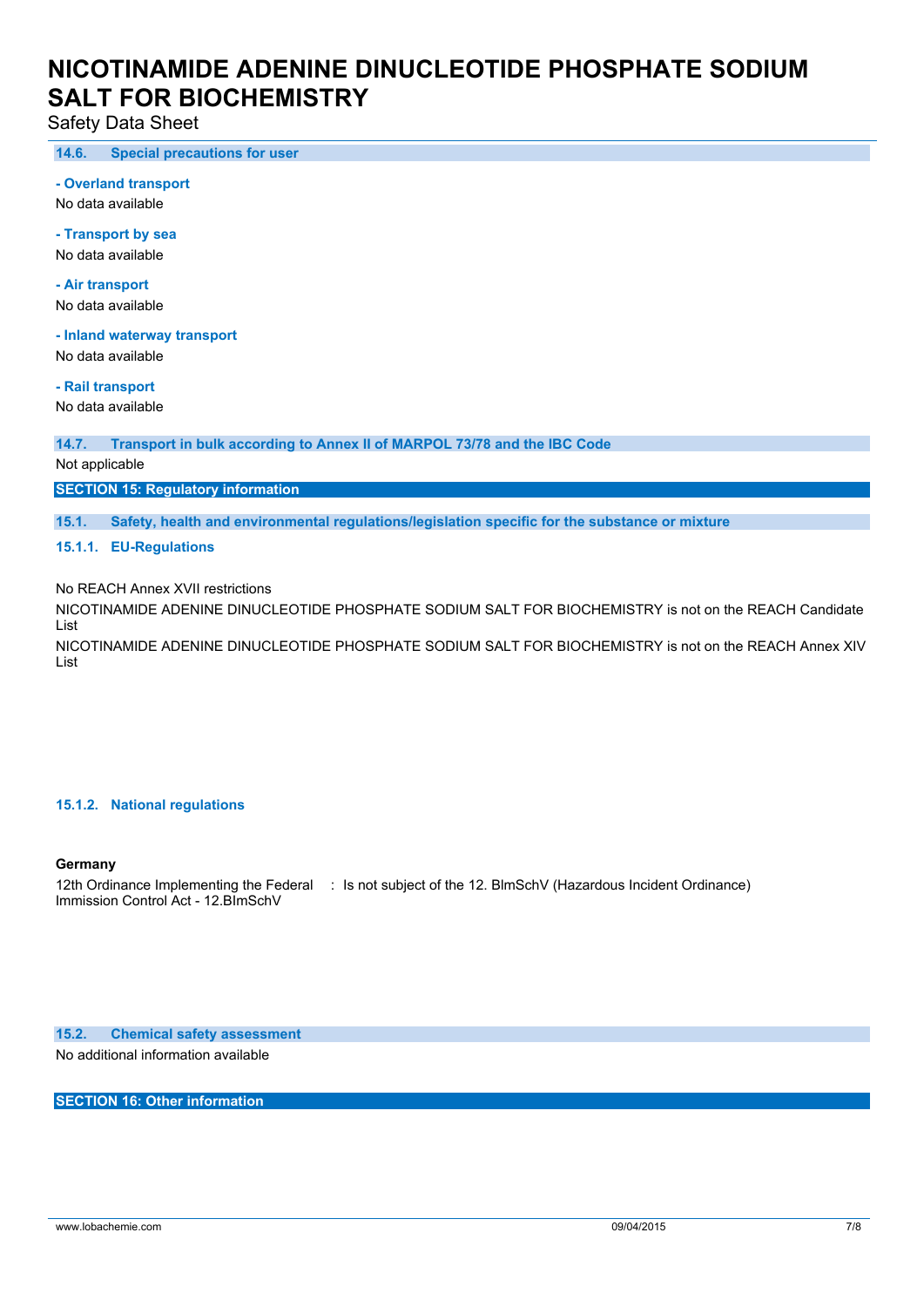### 14.6. Special precautions for user

**- Overland transport**

No data available

**- Transport by sea**

No data available

**- Air transport**

No data available

**- Inland waterway transport**

No data available

**- Rail transport**

No data available

### 14.7. Transport in bulk according to Annex II of MARPOL 73/78 and the IBC Code

Not applicable

## SECTION 15: Regulatory information

### 15.1. Safety, health and environmental regulations/legislation specific for the substance or mixture

#### 15.1.1. EU-Regulations

No REACH Annex XVII restrictions

NICOTINAMIDE ADENINE DINUCLEOTIDE PHOSPHATE SODIUM SALT FOR BIOCHEMISTRY is not on the REACH Candidate List

NICOTINAMIDE ADENINE DINUCLEOTIDE PHOSPHATE SODIUM SALT FOR BIOCHEMISTRY is not on the REACH Annex XIV List

#### 15.1.2. National regulations

**Germany**

12th Ordinance Implementing the Federal Immission Control Act - 12.BImSchV : Is not subject of the 12. BlmSchV (Hazardous Incident Ordinance)

### 15.2. Chemical safety assessment

No additional information available

## SECTION 16: Other information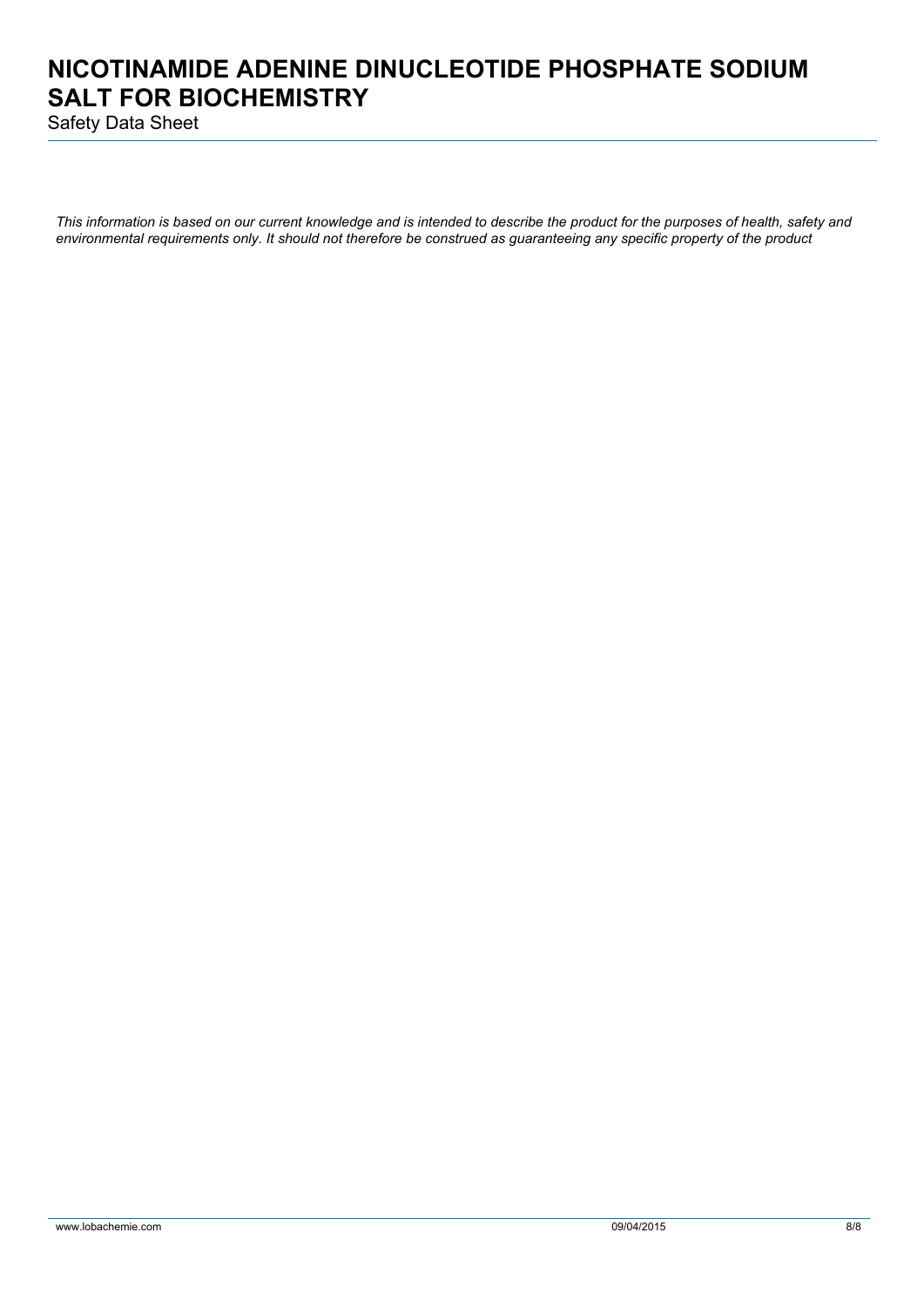*This information is based on our current knowledge and is intended to describe the product for the purposes of health, safety and environmental requirements only. It should not therefore be construed as guaranteeing any specific property of the product*